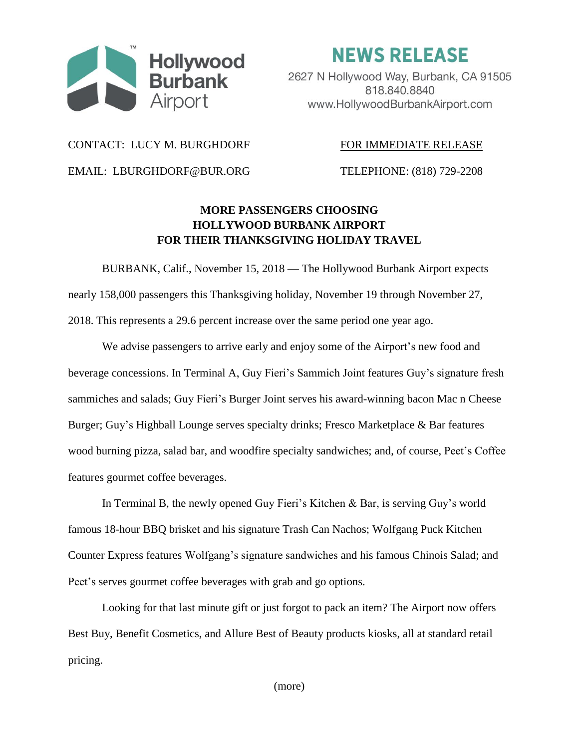Hollywood Burbank Airport

# NEWS RELEASE

2627 N Hollywood Way, Burbank, CA 91505
818.840.8840
www.HollywoodBurbankAirport.com

CONTACT: LUCY M. BURGHDORF

FOR IMMEDIATE RELEASE

EMAIL: LBURGHDORF@BUR.ORG

TELEPHONE: (818) 729-2208

## MORE PASSENGERS CHOOSING HOLLYWOOD BURBANK AIRPORT FOR THEIR THANKSGIVING HOLIDAY TRAVEL

BURBANK, Calif., November 15, 2018 — The Hollywood Burbank Airport expects nearly 158,000 passengers this Thanksgiving holiday, November 19 through November 27, 2018. This represents a 29.6 percent increase over the same period one year ago.

We advise passengers to arrive early and enjoy some of the Airport's new food and beverage concessions. In Terminal A, Guy Fieri's Sammich Joint features Guy's signature fresh sammiches and salads; Guy Fieri's Burger Joint serves his award-winning bacon Mac n Cheese Burger; Guy's Highball Lounge serves specialty drinks; Fresco Marketplace & Bar features wood burning pizza, salad bar, and woodfire specialty sandwiches; and, of course, Peet's Coffee features gourmet coffee beverages.

In Terminal B, the newly opened Guy Fieri's Kitchen & Bar, is serving Guy's world famous 18-hour BBQ brisket and his signature Trash Can Nachos; Wolfgang Puck Kitchen Counter Express features Wolfgang's signature sandwiches and his famous Chinois Salad; and Peet's serves gourmet coffee beverages with grab and go options.

Looking for that last minute gift or just forgot to pack an item? The Airport now offers Best Buy, Benefit Cosmetics, and Allure Best of Beauty products kiosks, all at standard retail pricing.

(more)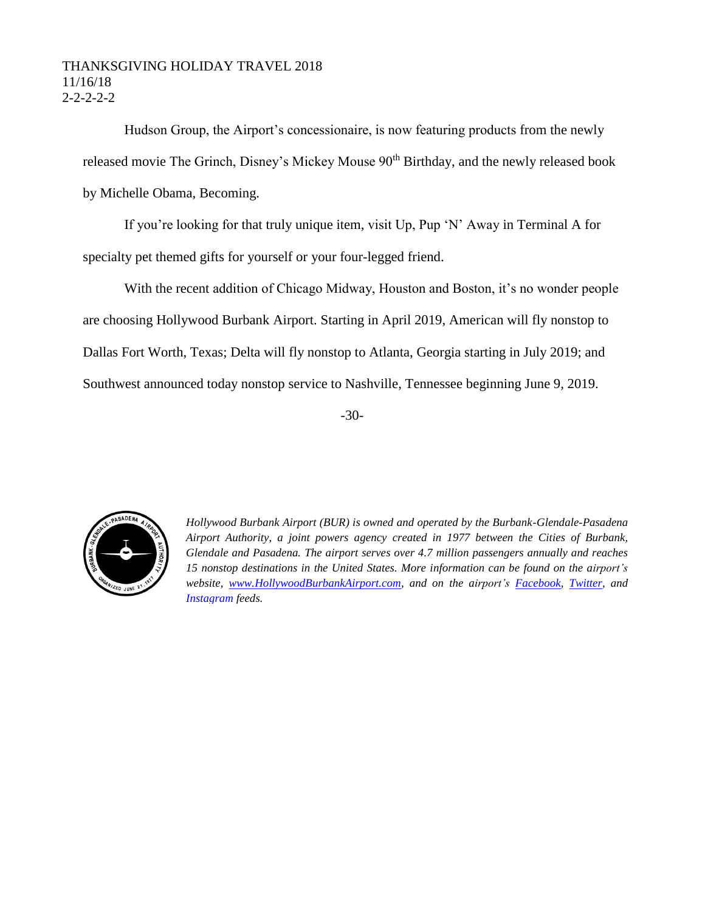THANKSGIVING HOLIDAY TRAVEL 2018
11/16/18
2-2-2-2-2

Hudson Group, the Airport's concessionaire, is now featuring products from the newly released movie The Grinch, Disney's Mickey Mouse 90th Birthday, and the newly released book by Michelle Obama, Becoming.

If you're looking for that truly unique item, visit Up, Pup 'N' Away in Terminal A for specialty pet themed gifts for yourself or your four-legged friend.

With the recent addition of Chicago Midway, Houston and Boston, it's no wonder people are choosing Hollywood Burbank Airport. Starting in April 2019, American will fly nonstop to Dallas Fort Worth, Texas; Delta will fly nonstop to Atlanta, Georgia starting in July 2019; and Southwest announced today nonstop service to Nashville, Tennessee beginning June 9, 2019.

-30-

*Hollywood Burbank Airport (BUR) is owned and operated by the Burbank-Glendale-Pasadena Airport Authority, a joint powers agency created in 1977 between the Cities of Burbank, Glendale and Pasadena. The airport serves over 4.7 million passengers annually and reaches 15 nonstop destinations in the United States. More information can be found on the airport's website, www.HollywoodBurbankAirport.com, and on the airport's Facebook, Twitter, and Instagram feeds.*